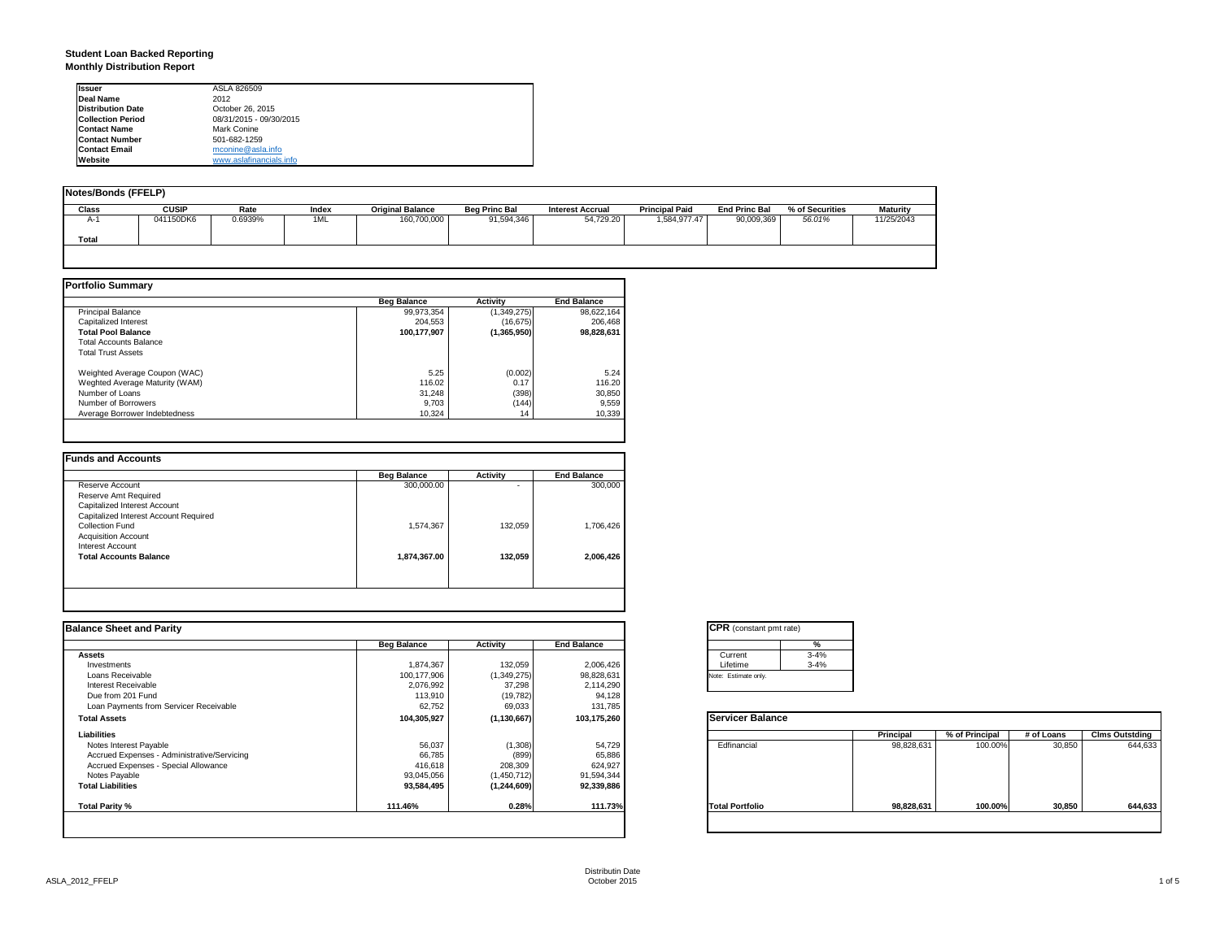# Student Loan Backed Reporting

## Monthly Distribution Report

| | |
|---|---|
| **Issuer** | ASLA 826509 |
| **Deal Name** | 2012 |
| **Distribution Date** | October 26, 2015 |
| **Collection Period** | 08/31/2015 - 09/30/2015 |
| **Contact Name** | Mark Conine |
| **Contact Number** | 501-682-1259 |
| **Contact Email** | mconine@asla.info |
| **Website** | www.aslafinancials.info |

### Notes/Bonds (FFELP)

| Class | CUSIP | Rate | Index | Original Balance | Beg Princ Bal | Interest Accrual | Principal Paid | End Princ Bal | % of Securities | Maturity |
|---|---|---|---|---|---|---|---|---|---|---|
| A-1 | 041150DK6 | 0.6939% | 1ML | 160,700,000 | 91,594,346 | 54,729.20 | 1,584,977.47 | 90,009,369 | *56.01%* | 11/25/2043 |
| **Total** | | | | | | | | | | |

### Portfolio Summary

| | Beg Balance | Activity | End Balance |
|---|---|---|---|
| Principal Balance | 99,973,354 | (1,349,275) | 98,622,164 |
| Capitalized Interest | 204,553 | (16,675) | 206,468 |
| **Total Pool Balance** | **100,177,907** | **(1,365,950)** | **98,828,631** |
| Total Accounts Balance | | | |
| Total Trust Assets | | | |
| | | | |
| Weighted Average Coupon (WAC) | 5.25 | (0.002) | 5.24 |
| Weghted Average Maturity (WAM) | 116.02 | 0.17 | 116.20 |
| Number of Loans | 31,248 | (398) | 30,850 |
| Number of Borrowers | 9,703 | (144) | 9,559 |
| Average Borrower Indebtedness | 10,324 | 14 | 10,339 |

### Funds and Accounts

| | Beg Balance | Activity | End Balance |
|---|---|---|---|
| Reserve Account | 300,000.00 | - | 300,000 |
| Reserve Amt Required | | | |
| Capitalized Interest Account | | | |
| Capitalized Interest Account Required | | | |
| Collection Fund | 1,574,367 | 132,059 | 1,706,426 |
| Acquisition Account | | | |
| Interest Account | | | |
| **Total Accounts Balance** | **1,874,367.00** | **132,059** | **2,006,426** |

### Balance Sheet and Parity

| | Beg Balance | Activity | End Balance |
|---|---|---|---|
| **Assets** | | | |
| Investments | 1,874,367 | 132,059 | 2,006,426 |
| Loans Receivable | 100,177,906 | (1,349,275) | 98,828,631 |
| Interest Receivable | 2,076,992 | 37,298 | 2,114,290 |
| Due from 201 Fund | 113,910 | (19,782) | 94,128 |
| Loan Payments from Servicer Receivable | 62,752 | 69,033 | 131,785 |
| **Total Assets** | **104,305,927** | **(1,130,667)** | **103,175,260** |
| **Liabilities** | | | |
| Notes Interest Payable | 56,037 | (1,308) | 54,729 |
| Accrued Expenses - Administrative/Servicing | 66,785 | (899) | 65,886 |
| Accrued Expenses - Special Allowance | 416,618 | 208,309 | 624,927 |
| Notes Payable | 93,045,056 | (1,450,712) | 91,594,344 |
| **Total Liabilities** | **93,584,495** | **(1,244,609)** | **92,339,886** |
| | | | |
| **Total Parity %** | **111.46%** | **0.28%** | **111.73%** |

### CPR (constant pmt rate)

| | % |
|---|---|
| Current | 3-4% |
| Lifetime | 3-4% |

Note: Estimate only.

### Servicer Balance

| | Principal | % of Principal | # of Loans | Clms Outstding |
|---|---|---|---|---|
| Edfinancial | 98,828,631 | 100.00% | 30,850 | 644,633 |
| **Total Portfolio** | **98,828,631** | **100.00%** | **30,850** | **644,633** |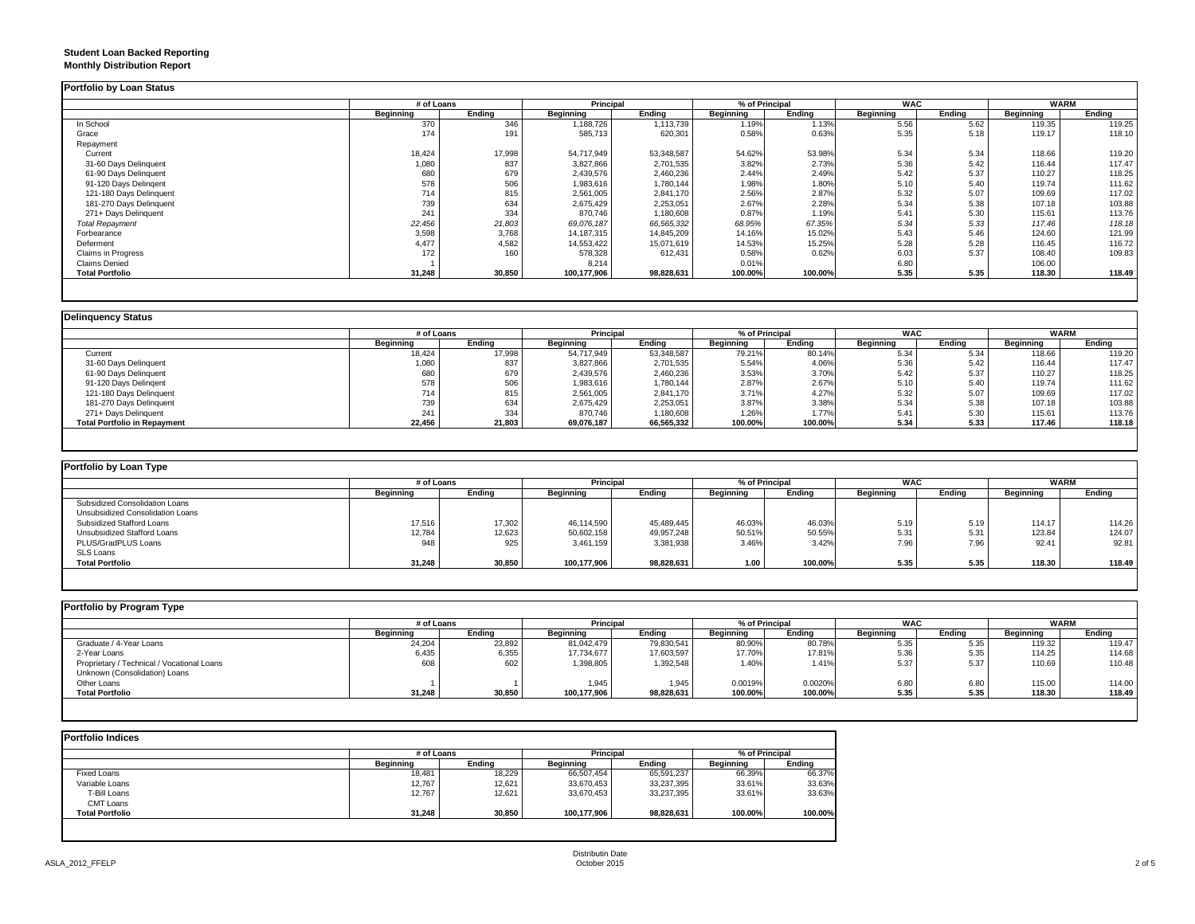**Student Loan Backed Reporting**
**Monthly Distribution Report**

## Portfolio by Loan Status

| | # of Loans | | Principal | | % of Principal | | WAC | | WARM | |
|---|---|---|---|---|---|---|---|---|---|---|
| | Beginning | Ending | Beginning | Ending | Beginning | Ending | Beginning | Ending | Beginning | Ending |
| In School | 370 | 346 | 1,188,726 | 1,113,739 | 1.19% | 1.13% | 5.56 | 5.62 | 119.35 | 119.25 |
| Grace | 174 | 191 | 585,713 | 620,301 | 0.58% | 0.63% | 5.35 | 5.18 | 119.17 | 118.10 |
| Repayment | | | | | | | | | | |
| Current | 18,424 | 17,998 | 54,717,949 | 53,348,587 | 54.62% | 53.98% | 5.34 | 5.34 | 118.66 | 119.20 |
| 31-60 Days Delinquent | 1,080 | 837 | 3,827,866 | 2,701,535 | 3.82% | 2.73% | 5.36 | 5.42 | 116.44 | 117.47 |
| 61-90 Days Delinquent | 680 | 679 | 2,439,576 | 2,460,236 | 2.44% | 2.49% | 5.42 | 5.37 | 110.27 | 118.25 |
| 91-120 Days Delingent | 578 | 506 | 1,983,616 | 1,780,144 | 1.98% | 1.80% | 5.10 | 5.40 | 119.74 | 111.62 |
| 121-180 Days Delinquent | 714 | 815 | 2,561,005 | 2,841,170 | 2.56% | 2.87% | 5.32 | 5.07 | 109.69 | 117.02 |
| 181-270 Days Delinquent | 739 | 634 | 2,675,429 | 2,253,051 | 2.67% | 2.28% | 5.34 | 5.38 | 107.18 | 103.88 |
| 271+ Days Delinquent | 241 | 334 | 870,746 | 1,180,608 | 0.87% | 1.19% | 5.41 | 5.30 | 115.61 | 113.76 |
| *Total Repayment* | *22,456* | *21,803* | *69,076,187* | *66,565,332* | *68.95%* | *67.35%* | *5.34* | *5.33* | *117.46* | *118.18* |
| Forbearance | 3,598 | 3,768 | 14,187,315 | 14,845,209 | 14.16% | 15.02% | 5.43 | 5.46 | 124.60 | 121.99 |
| Deferment | 4,477 | 4,582 | 14,553,422 | 15,071,619 | 14.53% | 15.25% | 5.28 | 5.28 | 116.45 | 116.72 |
| Claims in Progress | 172 | 160 | 578,328 | 612,431 | 0.58% | 0.62% | 6.03 | 5.37 | 108.40 | 109.83 |
| Claims Denied | 1 | | 8,214 | | 0.01% | | 6.80 | | 106.00 | |
| **Total Portfolio** | **31,248** | **30,850** | **100,177,906** | **98,828,631** | **100.00%** | **100.00%** | **5.35** | **5.35** | **118.30** | **118.49** |

## Delinquency Status

| | # of Loans | | Principal | | % of Principal | | WAC | | WARM | |
|---|---|---|---|---|---|---|---|---|---|---|
| | Beginning | Ending | Beginning | Ending | Beginning | Ending | Beginning | Ending | Beginning | Ending |
| Current | 18,424 | 17,998 | 54,717,949 | 53,348,587 | 79.21% | 80.14% | 5.34 | 5.34 | 118.66 | 119.20 |
| 31-60 Days Delinquent | 1,080 | 837 | 3,827,866 | 2,701,535 | 5.54% | 4.06% | 5.36 | 5.42 | 116.44 | 117.47 |
| 61-90 Days Delinquent | 680 | 679 | 2,439,576 | 2,460,236 | 3.53% | 3.70% | 5.42 | 5.37 | 110.27 | 118.25 |
| 91-120 Days Delingent | 578 | 506 | 1,983,616 | 1,780,144 | 2.87% | 2.67% | 5.10 | 5.40 | 119.74 | 111.62 |
| 121-180 Days Delinquent | 714 | 815 | 2,561,005 | 2,841,170 | 3.71% | 4.27% | 5.32 | 5.07 | 109.69 | 117.02 |
| 181-270 Days Delinquent | 739 | 634 | 2,675,429 | 2,253,051 | 3.87% | 3.38% | 5.34 | 5.38 | 107.18 | 103.88 |
| 271+ Days Delinquent | 241 | 334 | 870,746 | 1,180,608 | 1.26% | 1.77% | 5.41 | 5.30 | 115.61 | 113.76 |
| **Total Portfolio in Repayment** | **22,456** | **21,803** | **69,076,187** | **66,565,332** | **100.00%** | **100.00%** | **5.34** | **5.33** | **117.46** | **118.18** |

## Portfolio by Loan Type

| | # of Loans | | Principal | | % of Principal | | WAC | | WARM | |
|---|---|---|---|---|---|---|---|---|---|---|
| | Beginning | Ending | Beginning | Ending | Beginning | Ending | Beginning | Ending | Beginning | Ending |
| Subsidized Consolidation Loans | | | | | | | | | | |
| Unsubsidized Consolidation Loans | | | | | | | | | | |
| Subsidized Stafford Loans | 17,516 | 17,302 | 46,114,590 | 45,489,445 | 46.03% | 46.03% | 5.19 | 5.19 | 114.17 | 114.26 |
| Unsubsidized Stafford Loans | 12,784 | 12,623 | 50,602,158 | 49,957,248 | 50.51% | 50.55% | 5.31 | 5.31 | 123.84 | 124.07 |
| PLUS/GradPLUS Loans | 948 | 925 | 3,461,159 | 3,381,938 | 3.46% | 3.42% | 7.96 | 7.96 | 92.41 | 92.81 |
| SLS Loans | | | | | | | | | | |
| **Total Portfolio** | **31,248** | **30,850** | **100,177,906** | **98,828,631** | **1.00** | **100.00%** | **5.35** | **5.35** | **118.30** | **118.49** |

## Portfolio by Program Type

| | # of Loans | | Principal | | % of Principal | | WAC | | WARM | |
|---|---|---|---|---|---|---|---|---|---|---|
| | Beginning | Ending | Beginning | Ending | Beginning | Ending | Beginning | Ending | Beginning | Ending |
| Graduate / 4-Year Loans | 24,204 | 23,892 | 81,042,479 | 79,830,541 | 80.90% | 80.78% | 5.35 | 5.35 | 119.32 | 119.47 |
| 2-Year Loans | 6,435 | 6,355 | 17,734,677 | 17,603,597 | 17.70% | 17.81% | 5.36 | 5.35 | 114.25 | 114.68 |
| Proprietary / Technical / Vocational Loans | 608 | 602 | 1,398,805 | 1,392,548 | 1.40% | 1.41% | 5.37 | 5.37 | 110.69 | 110.48 |
| Unknown (Consolidation) Loans | | | | | | | | | | |
| Other Loans | 1 | 1 | 1,945 | 1,945 | 0.0019% | 0.0020% | 6.80 | 6.80 | 115.00 | 114.00 |
| **Total Portfolio** | **31,248** | **30,850** | **100,177,906** | **98,828,631** | **100.00%** | **100.00%** | **5.35** | **5.35** | **118.30** | **118.49** |

## Portfolio Indices

| | # of Loans | | Principal | | % of Principal | |
|---|---|---|---|---|---|---|
| | Beginning | Ending | Beginning | Ending | Beginning | Ending |
| Fixed Loans | 18,481 | 18,229 | 66,507,454 | 65,591,237 | 66.39% | 66.37% |
| Variable Loans | 12,767 | 12,621 | 33,670,453 | 33,237,395 | 33.61% | 33.63% |
| T-Bill Loans | 12,767 | 12,621 | 33,670,453 | 33,237,395 | 33.61% | 33.63% |
| CMT Loans | | | | | | |
| **Total Portfolio** | **31,248** | **30,850** | **100,177,906** | **98,828,631** | **100.00%** | **100.00%** |

ASLA_2012_FFELP

Distributin Date
October 2015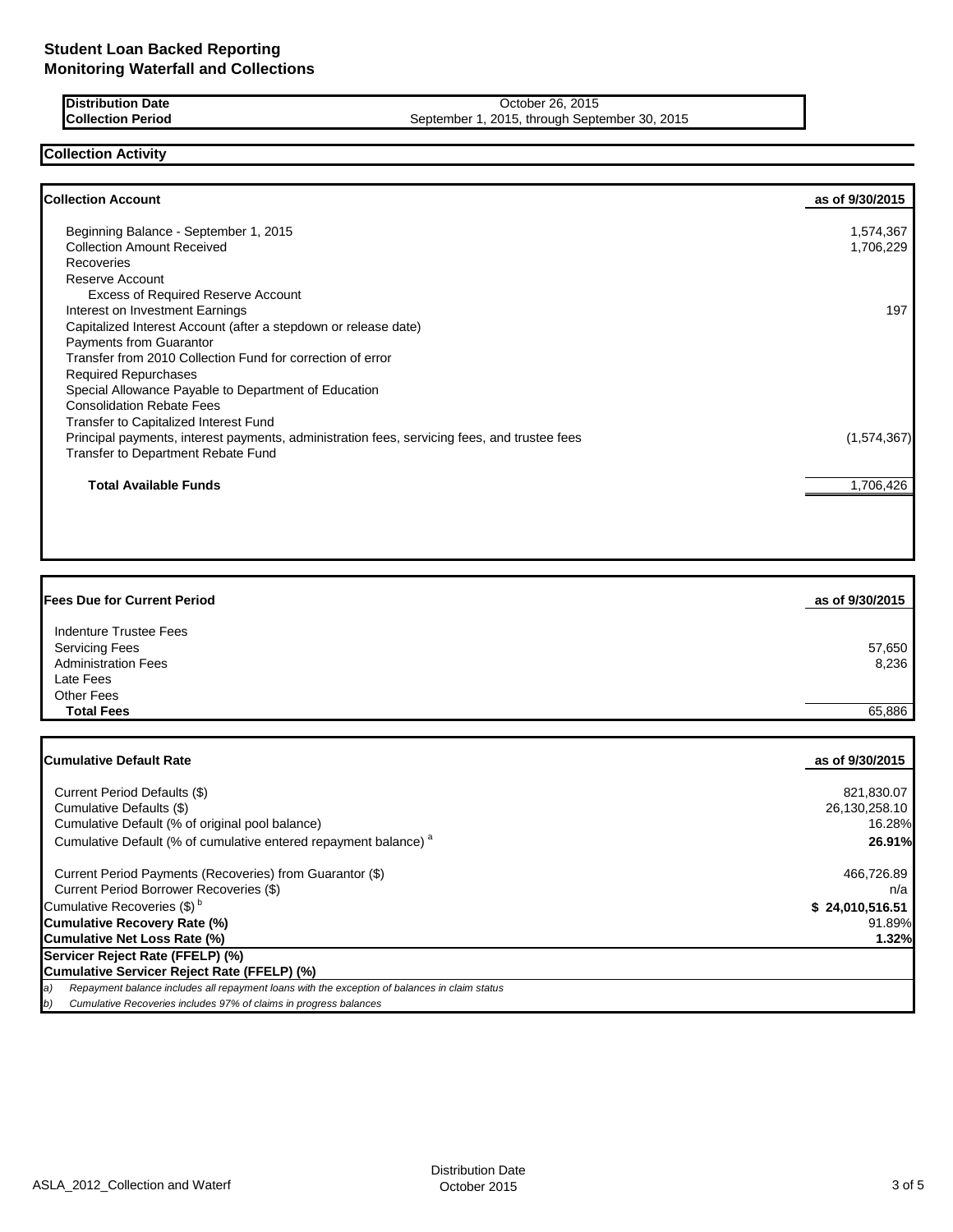# Student Loan Backed Reporting
# Monitoring Waterfall and Collections

| | |
|---|---|
| **Distribution Date** | October 26, 2015 |
| **Collection Period** | September 1, 2015, through September 30, 2015 |

## Collection Activity

| **Collection Account** | **as of 9/30/2015** |
|---|---|
| Beginning Balance - September 1, 2015 | 1,574,367 |
| Collection Amount Received | 1,706,229 |
| Recoveries | |
| Reserve Account | |
| Excess of Required Reserve Account | |
| Interest on Investment Earnings | 197 |
| Capitalized Interest Account (after a stepdown or release date) | |
| Payments from Guarantor | |
| Transfer from 2010 Collection Fund for correction of error | |
| Required Repurchases | |
| Special Allowance Payable to Department of Education | |
| Consolidation Rebate Fees | |
| Transfer to Capitalized Interest Fund | |
| Principal payments, interest payments, administration fees, servicing fees, and trustee fees | (1,574,367) |
| Transfer to Department Rebate Fund | |
| **Total Available Funds** | 1,706,426 |

| **Fees Due for Current Period** | **as of 9/30/2015** |
|---|---|
| Indenture Trustee Fees | |
| Servicing Fees | 57,650 |
| Administration Fees | 8,236 |
| Late Fees | |
| Other Fees | |
| **Total Fees** | 65,886 |

| **Cumulative Default Rate** | **as of 9/30/2015** |
|---|---|
| Current Period Defaults ($) | 821,830.07 |
| Cumulative Defaults ($) | 26,130,258.10 |
| Cumulative Default (% of original pool balance) | 16.28% |
| Cumulative Default (% of cumulative entered repayment balance) [a] | **26.91%** |
| Current Period Payments (Recoveries) from Guarantor ($) | 466,726.89 |
| Current Period Borrower Recoveries ($) | n/a |
| Cumulative Recoveries ($) [b] | **$ 24,010,516.51** |
| **Cumulative Recovery Rate (%)** | 91.89% |
| **Cumulative Net Loss Rate (%)** | **1.32%** |
| **Servicer Reject Rate (FFELP) (%)** | |
| **Cumulative Servicer Reject Rate (FFELP) (%)** | |

*a) Repayment balance includes all repayment loans with the exception of balances in claim status*

*b) Cumulative Recoveries includes 97% of claims in progress balances*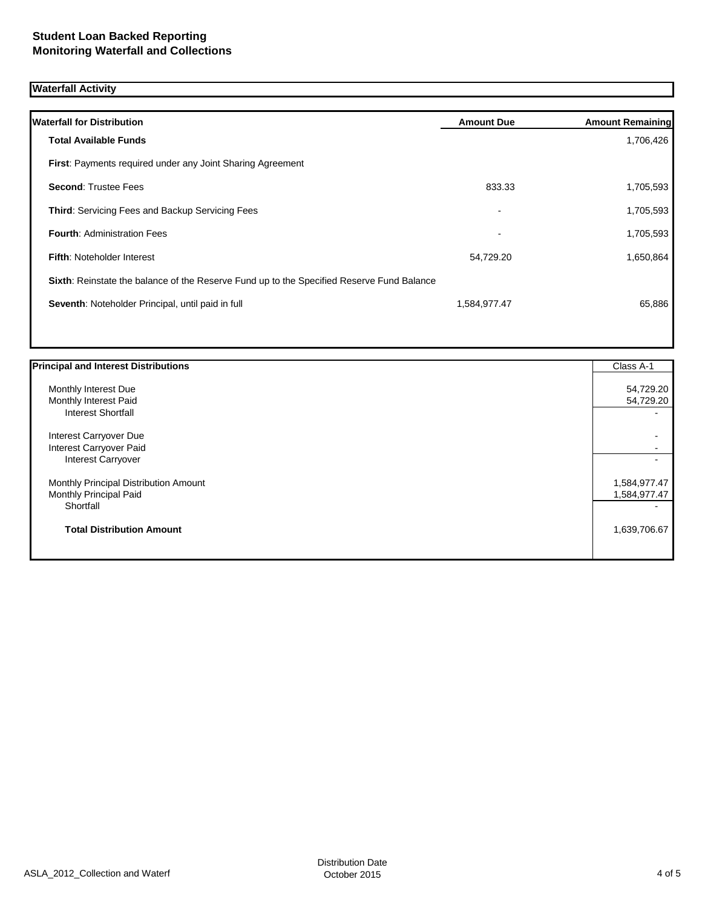**Student Loan Backed Reporting**
**Monitoring Waterfall and Collections**

## Waterfall Activity

| Waterfall for Distribution | Amount Due | Amount Remaining |
|---|---|---|
| **Total Available Funds** | | 1,706,426 |
| **First**: Payments required under any Joint Sharing Agreement | | |
| **Second**: Trustee Fees | 833.33 | 1,705,593 |
| **Third**: Servicing Fees and Backup Servicing Fees | - | 1,705,593 |
| **Fourth**: Administration Fees | - | 1,705,593 |
| **Fifth**: Noteholder Interest | 54,729.20 | 1,650,864 |
| **Sixth**: Reinstate the balance of the Reserve Fund up to the Specified Reserve Fund Balance | | |
| **Seventh**: Noteholder Principal, until paid in full | 1,584,977.47 | 65,886 |

| Principal and Interest Distributions | Class A-1 |
|---|---|
| Monthly Interest Due | 54,729.20 |
| Monthly Interest Paid | 54,729.20 |
| Interest Shortfall | - |
| Interest Carryover Due | - |
| Interest Carryover Paid | - |
| Interest Carryover | - |
| Monthly Principal Distribution Amount | 1,584,977.47 |
| Monthly Principal Paid | 1,584,977.47 |
| Shortfall | - |
| **Total Distribution Amount** | 1,639,706.67 |

ASLA_2012_Collection and Waterf

Distribution Date
October 2015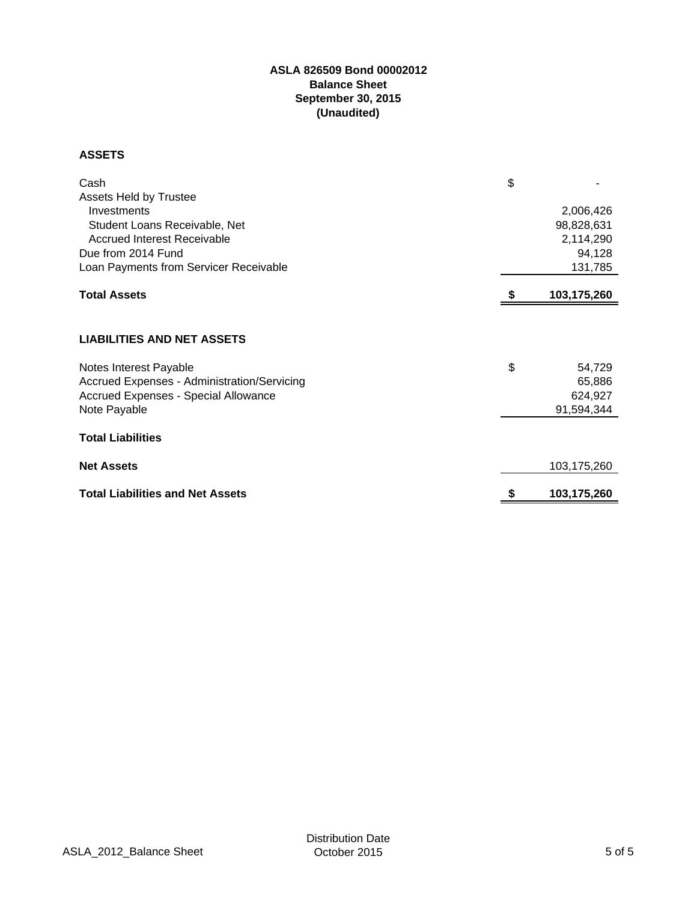**ASLA 826509 Bond 00002012**
**Balance Sheet**
**September 30, 2015**
**(Unaudited)**

**ASSETS**

| | | |
|---|---|---|
| Cash | $ | - |
| Assets Held by Trustee | | |
| Investments | | 2,006,426 |
| Student Loans Receivable, Net | | 98,828,631 |
| Accrued Interest Receivable | | 2,114,290 |
| Due from 2014 Fund | | 94,128 |
| Loan Payments from Servicer Receivable | | 131,785 |
| **Total Assets** | **$** | **103,175,260** |

**LIABILITIES AND NET ASSETS**

| | | |
|---|---|---|
| Notes Interest Payable | $ | 54,729 |
| Accrued Expenses - Administration/Servicing | | 65,886 |
| Accrued Expenses - Special Allowance | | 624,927 |
| Note Payable | | 91,594,344 |
| **Total Liabilities** | | |
| **Net Assets** | | 103,175,260 |
| **Total Liabilities and Net Assets** | **$** | **103,175,260** |

Distribution Date
October 2015